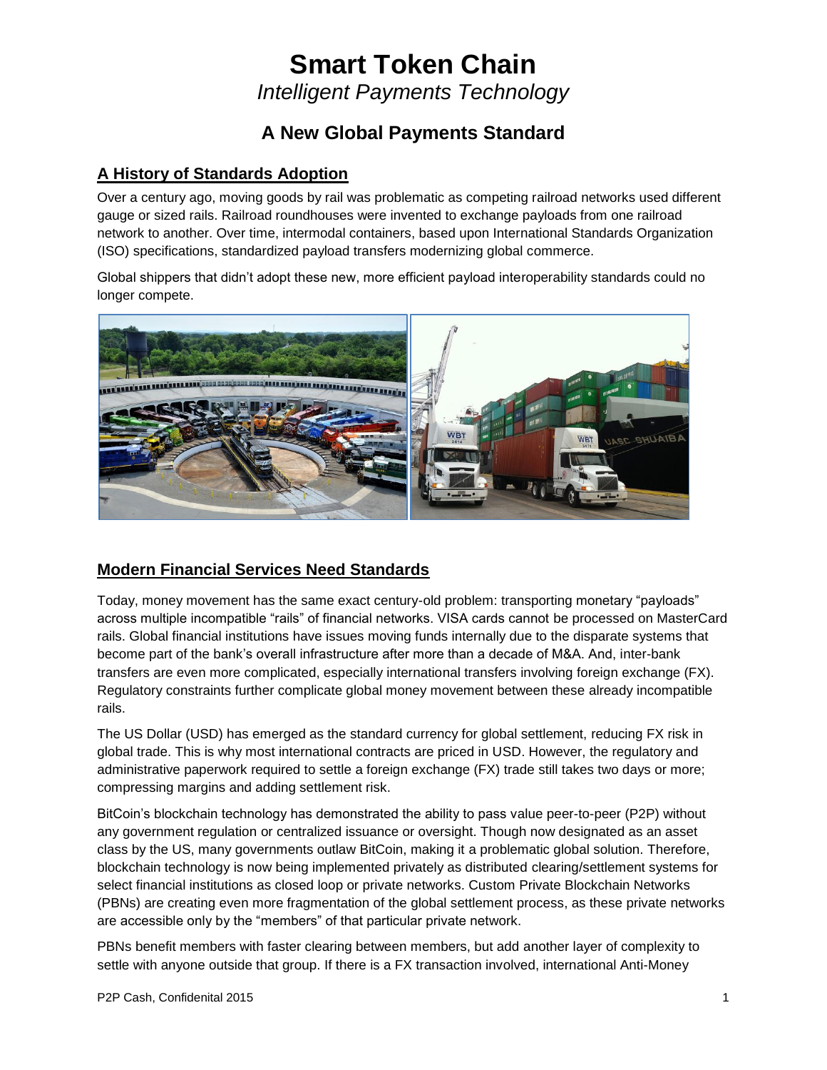# Smart Token Chain

*Intelligent Payments Technology*

## A New Global Payments Standard

### A History of Standards Adoption

Over a century ago, moving goods by rail was problematic as competing railroad networks used different gauge or sized rails. Railroad roundhouses were invented to exchange payloads from one railroad network to another. Over time, intermodal containers, based upon International Standards Organization (ISO) specifications, standardized payload transfers modernizing global commerce.

Global shippers that didn't adopt these new, more efficient payload interoperability standards could no longer compete.

### Modern Financial Services Need Standards

Today, money movement has the same exact century-old problem: transporting monetary "payloads" across multiple incompatible "rails" of financial networks. VISA cards cannot be processed on MasterCard rails. Global financial institutions have issues moving funds internally due to the disparate systems that become part of the bank's overall infrastructure after more than a decade of M&A. And, inter-bank transfers are even more complicated, especially international transfers involving foreign exchange (FX). Regulatory constraints further complicate global money movement between these already incompatible rails.

The US Dollar (USD) has emerged as the standard currency for global settlement, reducing FX risk in global trade. This is why most international contracts are priced in USD. However, the regulatory and administrative paperwork required to settle a foreign exchange (FX) trade still takes two days or more; compressing margins and adding settlement risk.

BitCoin's blockchain technology has demonstrated the ability to pass value peer-to-peer (P2P) without any government regulation or centralized issuance or oversight. Though now designated as an asset class by the US, many governments outlaw BitCoin, making it a problematic global solution. Therefore, blockchain technology is now being implemented privately as distributed clearing/settlement systems for select financial institutions as closed loop or private networks. Custom Private Blockchain Networks (PBNs) are creating even more fragmentation of the global settlement process, as these private networks are accessible only by the "members" of that particular private network.

PBNs benefit members with faster clearing between members, but add another layer of complexity to settle with anyone outside that group. If there is a FX transaction involved, international Anti-Money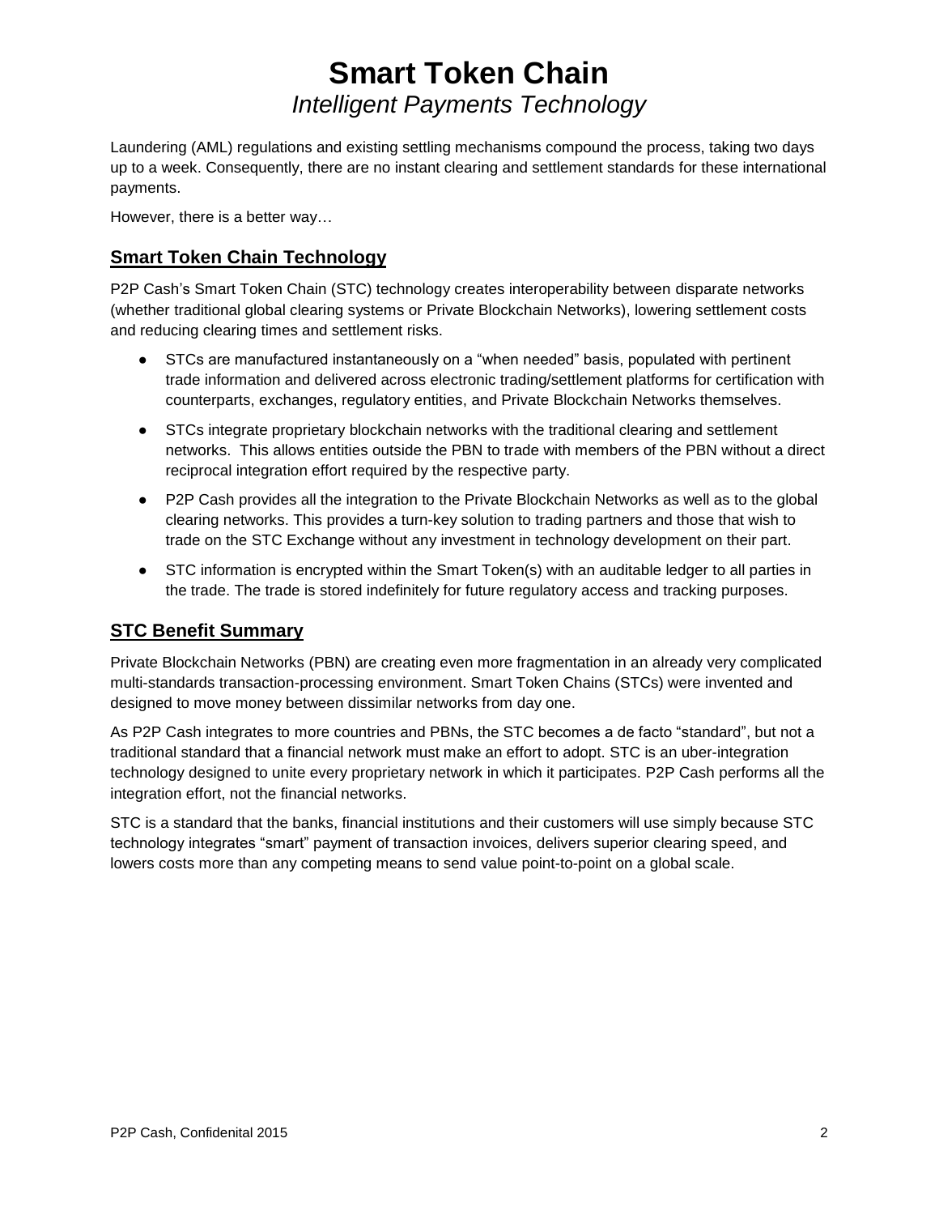Laundering (AML) regulations and existing settling mechanisms compound the process, taking two days up to a week. Consequently, there are no instant clearing and settlement standards for these international payments.

However, there is a better way…

## Smart Token Chain Technology

P2P Cash's Smart Token Chain (STC) technology creates interoperability between disparate networks (whether traditional global clearing systems or Private Blockchain Networks), lowering settlement costs and reducing clearing times and settlement risks.

- STCs are manufactured instantaneously on a "when needed" basis, populated with pertinent trade information and delivered across electronic trading/settlement platforms for certification with counterparts, exchanges, regulatory entities, and Private Blockchain Networks themselves.
- STCs integrate proprietary blockchain networks with the traditional clearing and settlement networks. This allows entities outside the PBN to trade with members of the PBN without a direct reciprocal integration effort required by the respective party.
- P2P Cash provides all the integration to the Private Blockchain Networks as well as to the global clearing networks. This provides a turn-key solution to trading partners and those that wish to trade on the STC Exchange without any investment in technology development on their part.
- STC information is encrypted within the Smart Token(s) with an auditable ledger to all parties in the trade. The trade is stored indefinitely for future regulatory access and tracking purposes.

## STC Benefit Summary

Private Blockchain Networks (PBN) are creating even more fragmentation in an already very complicated multi-standards transaction-processing environment. Smart Token Chains (STCs) were invented and designed to move money between dissimilar networks from day one.

As P2P Cash integrates to more countries and PBNs, the STC becomes a de facto "standard", but not a traditional standard that a financial network must make an effort to adopt. STC is an uber-integration technology designed to unite every proprietary network in which it participates. P2P Cash performs all the integration effort, not the financial networks.

STC is a standard that the banks, financial institutions and their customers will use simply because STC technology integrates "smart" payment of transaction invoices, delivers superior clearing speed, and lowers costs more than any competing means to send value point-to-point on a global scale.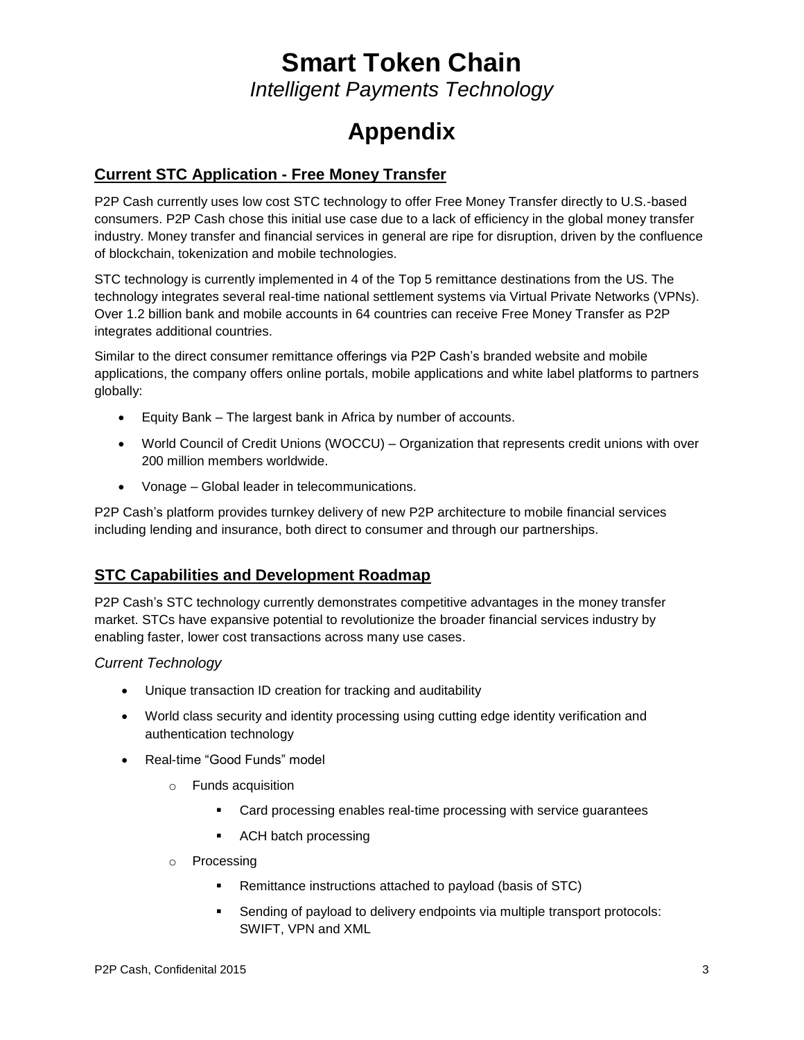# Smart Token Chain

*Intelligent Payments Technology*

# Appendix

## Current STC Application - Free Money Transfer

P2P Cash currently uses low cost STC technology to offer Free Money Transfer directly to U.S.-based consumers. P2P Cash chose this initial use case due to a lack of efficiency in the global money transfer industry. Money transfer and financial services in general are ripe for disruption, driven by the confluence of blockchain, tokenization and mobile technologies.

STC technology is currently implemented in 4 of the Top 5 remittance destinations from the US. The technology integrates several real-time national settlement systems via Virtual Private Networks (VPNs). Over 1.2 billion bank and mobile accounts in 64 countries can receive Free Money Transfer as P2P integrates additional countries.

Similar to the direct consumer remittance offerings via P2P Cash's branded website and mobile applications, the company offers online portals, mobile applications and white label platforms to partners globally:

- Equity Bank – The largest bank in Africa by number of accounts.
- World Council of Credit Unions (WOCCU) – Organization that represents credit unions with over 200 million members worldwide.
- Vonage – Global leader in telecommunications.

P2P Cash's platform provides turnkey delivery of new P2P architecture to mobile financial services including lending and insurance, both direct to consumer and through our partnerships.

## STC Capabilities and Development Roadmap

P2P Cash's STC technology currently demonstrates competitive advantages in the money transfer market. STCs have expansive potential to revolutionize the broader financial services industry by enabling faster, lower cost transactions across many use cases.

### *Current Technology*

- Unique transaction ID creation for tracking and auditability
- World class security and identity processing using cutting edge identity verification and authentication technology
- Real-time "Good Funds" model
  - Funds acquisition
    - Card processing enables real-time processing with service guarantees
    - ACH batch processing
  - Processing
    - Remittance instructions attached to payload (basis of STC)
    - Sending of payload to delivery endpoints via multiple transport protocols: SWIFT, VPN and XML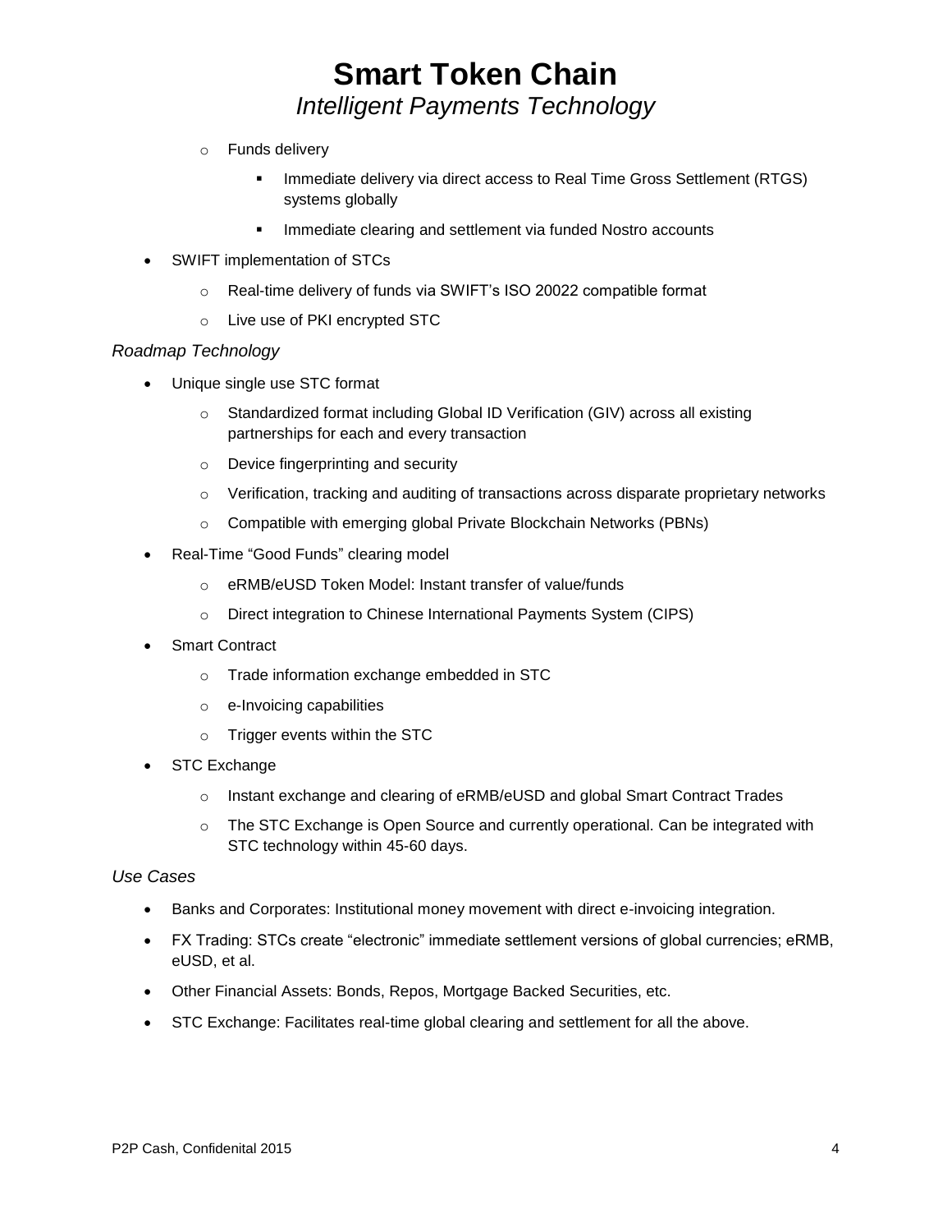# Smart Token Chain

*Intelligent Payments Technology*

- Funds delivery
  - Immediate delivery via direct access to Real Time Gross Settlement (RTGS) systems globally
  - Immediate clearing and settlement via funded Nostro accounts
- SWIFT implementation of STCs
  - Real-time delivery of funds via SWIFT's ISO 20022 compatible format
  - Live use of PKI encrypted STC

*Roadmap Technology*

- Unique single use STC format
  - Standardized format including Global ID Verification (GIV) across all existing partnerships for each and every transaction
  - Device fingerprinting and security
  - Verification, tracking and auditing of transactions across disparate proprietary networks
  - Compatible with emerging global Private Blockchain Networks (PBNs)
- Real-Time "Good Funds" clearing model
  - eRMB/eUSD Token Model: Instant transfer of value/funds
  - Direct integration to Chinese International Payments System (CIPS)
- Smart Contract
  - Trade information exchange embedded in STC
  - e-Invoicing capabilities
  - Trigger events within the STC
- STC Exchange
  - Instant exchange and clearing of eRMB/eUSD and global Smart Contract Trades
  - The STC Exchange is Open Source and currently operational. Can be integrated with STC technology within 45-60 days.

*Use Cases*

- Banks and Corporates: Institutional money movement with direct e-invoicing integration.
- FX Trading: STCs create "electronic" immediate settlement versions of global currencies; eRMB, eUSD, et al.
- Other Financial Assets: Bonds, Repos, Mortgage Backed Securities, etc.
- STC Exchange: Facilitates real-time global clearing and settlement for all the above.